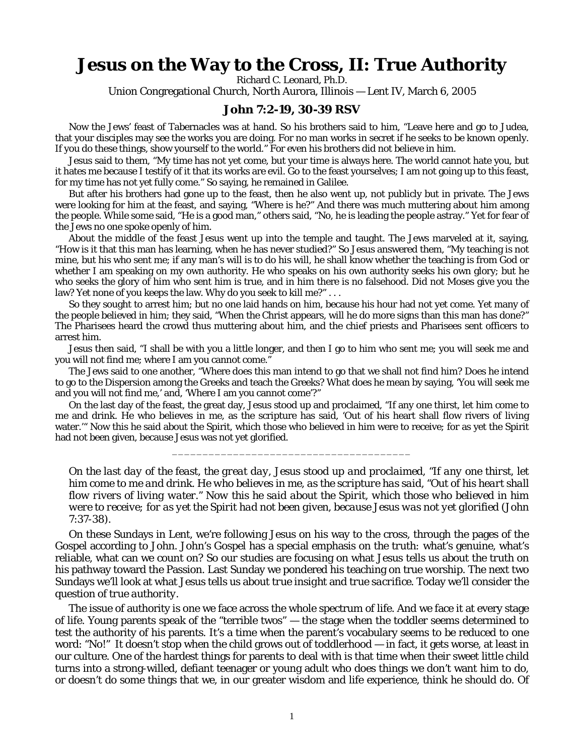# Jesus on the Way to the Cross, II: True Authority

Richard C. Leonard, Ph.D.

Union Congregational Church, North Aurora, Illinois — Lent IV, March 6, 2005

## John 7:2-19, 30-39 RSV

Now the Jews' feast of Tabernacles was at hand. So his brothers said to him, "Leave here and go to Judea, that your disciples may see the works you are doing. For no man works in secret if he seeks to be known openly. If you do these things, show yourself to the world." For even his brothers did not believe in him.

Jesus said to them, "My time has not yet come, but your time is always here. The world cannot hate you, but it hates me because I testify of it that its works are evil. Go to the feast yourselves; I am not going up to this feast, for my time has not yet fully come." So saying, he remained in Galilee.

But after his brothers had gone up to the feast, then he also went up, not publicly but in private. The Jews were looking for him at the feast, and saying, "Where is he?" And there was much muttering about him among the people. While some said, "He is a good man," others said, "No, he is leading the people astray." Yet for fear of the Jews no one spoke openly of him.

About the middle of the feast Jesus went up into the temple and taught. The Jews marveled at it, saying, "How is it that this man has learning, when he has never studied?" So Jesus answered them, "My teaching is not mine, but his who sent me; if any man's will is to do his will, he shall know whether the teaching is from God or whether I am speaking on my own authority. He who speaks on his own authority seeks his own glory; but he who seeks the glory of him who sent him is true, and in him there is no falsehood. Did not Moses give you the law? Yet none of you keeps the law. Why do you seek to kill me?" . . .

So they sought to arrest him; but no one laid hands on him, because his hour had not yet come. Yet many of the people believed in him; they said, "When the Christ appears, will he do more signs than this man has done?" The Pharisees heard the crowd thus muttering about him, and the chief priests and Pharisees sent officers to arrest him.

Jesus then said, "I shall be with you a little longer, and then I go to him who sent me; you will seek me and you will not find me; where I am you cannot come."

The Jews said to one another, "Where does this man intend to go that we shall not find him? Does he intend to go to the Dispersion among the Greeks and teach the Greeks? What does he mean by saying, 'You will seek me and you will not find me,' and, 'Where I am you cannot come'?"

On the last day of the feast, the great day, Jesus stood up and proclaimed, "If any one thirst, let him come to me and drink. He who believes in me, as the scripture has said, 'Out of his heart shall flow rivers of living water.'" Now this he said about the Spirit, which those who believed in him were to receive; for as yet the Spirit had not been given, because Jesus was not yet glorified.

\_\_\_\_\_\_\_\_\_\_\_\_\_\_\_\_\_\_\_\_\_\_\_\_\_\_\_\_\_\_\_\_\_\_\_\_\_\_\_

*On the last day of the feast, the great day, Jesus stood up and proclaimed, "If any one thirst, let him come to me and drink. He who believes in me, as the scripture has said, "Out of his heart shall flow rivers of living water." Now this he said about the Spirit, which those who believed in him were to receive; for as yet the Spirit had not been given, because Jesus was not yet glorified* (John 7:37-38).

On these Sundays in Lent, we're following Jesus on his way to the cross, through the pages of the Gospel according to John. John's Gospel has a special emphasis on the *truth*: what's genuine, what's reliable, what can we count on? So our studies are focusing on what Jesus tells us about the truth on his pathway toward the Passion. Last Sunday we pondered his teaching on true worship. The next two Sundays we'll look at what Jesus tells us about *true insight* and *true sacrifice*. Today we'll consider the question of *true authority*.

The issue of authority is one we face across the whole spectrum of life. And we face it at every stage of life. Young parents speak of the "terrible twos" — the stage when the toddler seems determined to test the authority of his parents. It's a time when the parent's vocabulary seems to be reduced to one word: "No!" It doesn't stop when the child grows out of toddlerhood — in fact, it gets worse, at least in our culture. One of the hardest things for parents to deal with is that time when their sweet little child turns into a strong-willed, defiant teenager or young adult who does things we don't want him to do, or doesn't do some things that we, in our greater wisdom and life experience, think he should do. Of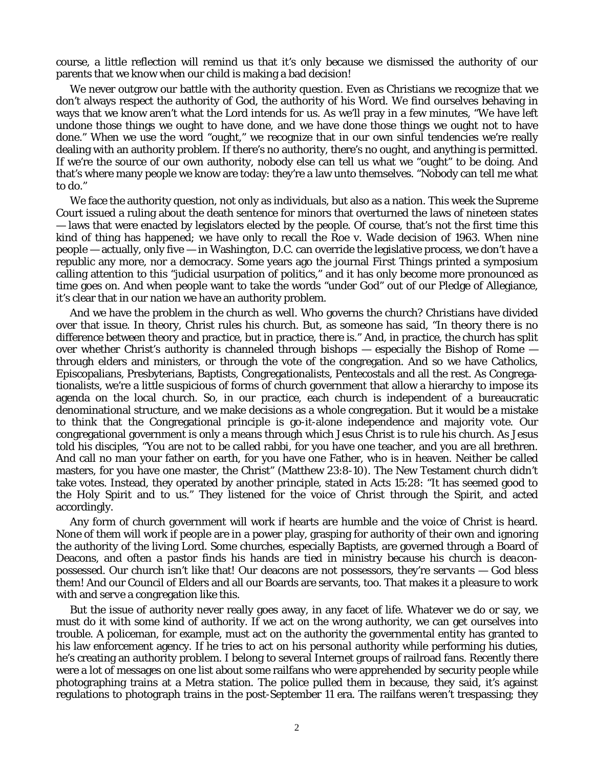course, a little reflection will remind us that it's only because we dismissed the authority of our parents that we know when our child is making a bad decision!

We never outgrow our battle with the authority question. Even as Christians we recognize that we don't always respect the authority of God, the authority of his Word. We find ourselves behaving in ways that we know aren't what the Lord intends for us. As we'll pray in a few minutes, "We have left undone those things we ought to have done, and we have done those things we ought not to have done." When we use the word "ought," we recognize that in our own sinful tendencies we're really dealing with an authority problem. If there's no authority, there's no ought, and anything is permitted. If we're the source of our own authority, nobody else can tell us what we "ought" to be doing. And that's where many people we know are today: they're a law unto themselves. "Nobody can tell me what to do."

We face the authority question, not only as individuals, but also as a nation. This week the Supreme Court issued a ruling about the death sentence for minors that overturned the laws of nineteen states — laws that were enacted by legislators elected by the people. Of course, that's not the first time this kind of thing has happened; we have only to recall the Roe v. Wade decision of 1963. When nine people — actually, only five — in Washington, D.C. can override the legislative process, we don't have a republic any more, nor a democracy. Some years ago the journal First Things printed a symposium calling attention to this "judicial usurpation of politics," and it has only become more pronounced as time goes on. And when people want to take the words "under God" out of our Pledge of Allegiance, it's clear that in our nation we have an authority problem.

And we have the problem in the church as well. Who governs the church? Christians have divided over that issue. In theory, Christ rules his church. But, as someone has said, "In theory there is no difference between theory and practice, but in practice, there is." And, in practice, the church has split over whether Christ's authority is channeled through bishops — especially the Bishop of Rome — through elders and ministers, or through the vote of the congregation. And so we have Catholics, Episcopalians, Presbyterians, Baptists, Congregationalists, Pentecostals and all the rest. As Congregationalists, we're a little suspicious of forms of church government that allow a hierarchy to impose its agenda on the local church. So, in our practice, each church is independent of a bureaucratic denominational structure, and we make decisions as a whole congregation. But it would be a mistake to think that the Congregational principle is go-it-alone independence and majority vote. Our congregational government is only a means through which Jesus Christ is to rule his church. As Jesus told his disciples, "You are not to be called rabbi, for you have one teacher, and you are all brethren. And call no man your father on earth, for you have one Father, who is in heaven. Neither be called masters, for you have one master, the Christ" (Matthew 23:8-10). The New Testament church didn't take votes. Instead, they operated by another principle, stated in Acts 15:28: "It has seemed good to the Holy Spirit and to us." They listened for the voice of Christ through the Spirit, and acted accordingly.

Any form of church government will work if hearts are humble and the voice of Christ is heard. None of them will work if people are in a power play, grasping for authority of their own and ignoring the authority of the living Lord. Some churches, especially Baptists, are governed through a Board of Deacons, and often a pastor finds his hands are tied in ministry because his church is *deacon-possessed*. Our church isn't like that! Our deacons are not possessors, they're *servants* — God bless them! And our Council of Elders and all our Boards are servants, too. That makes it a pleasure to work with and serve a congregation like this.

But the issue of authority never really goes away, in any facet of life. Whatever we do or say, we must do it with some kind of authority. If we act on the wrong authority, we can get ourselves into trouble. A policeman, for example, must act on the authority the governmental entity has granted to his law enforcement agency. If he tries to act on his *personal* authority while performing his duties, he's creating an authority problem. I belong to several Internet groups of railroad fans. Recently there were a lot of messages on one list about some railfans who were apprehended by security people while photographing trains at a Metra station. The police pulled them in because, they said, it's against regulations to photograph trains in the post-September 11 era. The railfans weren't trespassing; they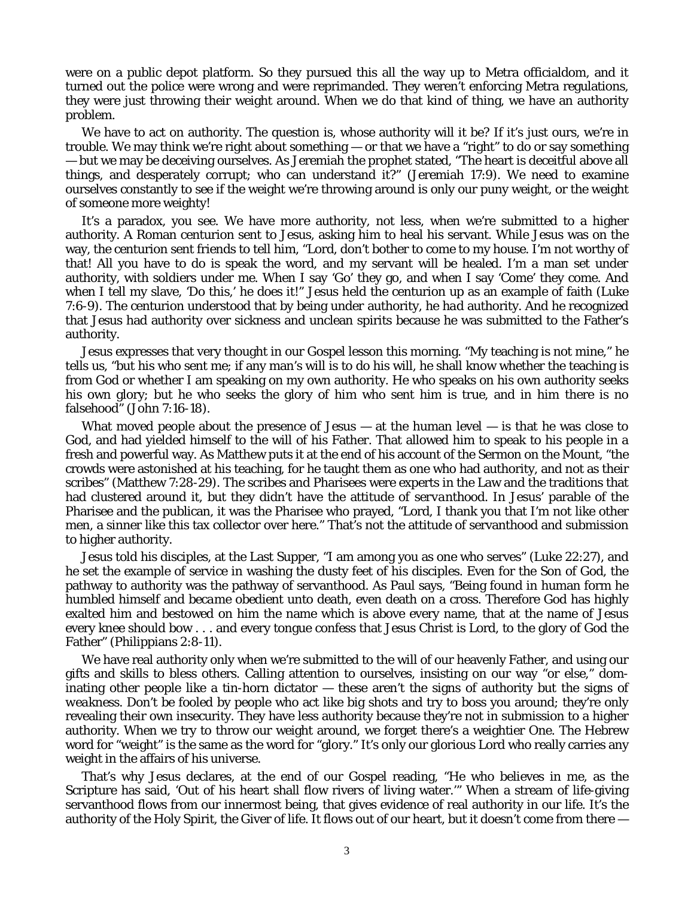were on a public depot platform. So they pursued this all the way up to Metra officialdom, and it turned out the police were wrong and were reprimanded. They weren't enforcing Metra regulations, they were just throwing their weight around. When we do that kind of thing, we have an authority problem.

We have to act on authority. The question is, whose authority will it be? If it's just ours, we're in trouble. We may think we're right about something — or that we have a "right" to do or say something — but we may be deceiving ourselves. As Jeremiah the prophet stated, "The heart is deceitful above all things, and desperately corrupt; who can understand it?" (Jeremiah 17:9). We need to examine ourselves constantly to see if the weight we're throwing around is only our puny weight, or the weight of someone more weighty!

It's a paradox, you see. We have more authority, not less, when we're submitted to a higher authority. A Roman centurion sent to Jesus, asking him to heal his servant. While Jesus was on the way, the centurion sent friends to tell him, "Lord, don't bother to come to my house. I'm not worthy of that! All you have to do is speak the word, and my servant will be healed. I'm a man set under authority, with soldiers under me. When I say 'Go' they go, and when I say 'Come' they come. And when I tell my slave, 'Do this,' he does it!" Jesus held the centurion up as an example of faith (Luke 7:6-9). The centurion understood that by being under authority, he *had* authority. And he recognized that Jesus had authority over sickness and unclean spirits because he was submitted to the Father's authority.

Jesus expresses that very thought in our Gospel lesson this morning. "My teaching is not mine," he tells us, "but his who sent me; if any man's will is to do his will, he shall know whether the teaching is from God or whether I am speaking on my own authority. He who speaks on his own authority seeks his own glory; but he who seeks the glory of him who sent him is true, and in him there is no falsehood" (John 7:16-18).

What moved people about the presence of Jesus — at the human level — is that he was close to God, and had yielded himself to the will of his Father. That allowed him to speak to his people in a fresh and powerful way. As Matthew puts it at the end of his account of the Sermon on the Mount, "the crowds were astonished at his teaching, for he taught them as one who had authority, and not as their scribes" (Matthew 7:28-29). The scribes and Pharisees were experts in the Law and the traditions that had clustered around it, but they didn't have the attitude of *servanthood*. In Jesus' parable of the Pharisee and the publican, it was the Pharisee who prayed, "Lord, I thank you that I'm not like other men, a sinner like this tax collector over here." That's not the attitude of servanthood and submission to higher authority.

Jesus told his disciples, at the Last Supper, "I am among you as one who serves" (Luke 22:27), and he set the example of service in washing the dusty feet of his disciples. Even for the Son of God, the pathway to authority was the pathway of servanthood. As Paul says, "Being found in human form he humbled himself and became obedient unto death, even death on a cross. Therefore God has highly exalted him and bestowed on him the name which is above every name, that at the name of Jesus every knee should bow . . . and every tongue confess that Jesus Christ is Lord, to the glory of God the Father" (Philippians 2:8-11).

We have real authority only when we're submitted to the will of our heavenly Father, and using our gifts and skills to bless others. Calling attention to ourselves, insisting on our way "or else," dominating other people like a tin-horn dictator — these aren't the signs of authority but the signs of *weakness*. Don't be fooled by people who act like big shots and try to boss you around; they're only revealing their own insecurity. They have less authority because they're not in submission to a higher authority. When we try to throw our weight around, we forget there's a weightier One. The Hebrew word for "weight" is the same as the word for "glory." It's only our glorious Lord who really carries any weight in the affairs of his universe.

That's why Jesus declares, at the end of our Gospel reading, "He who believes in me, as the Scripture has said, 'Out of his heart shall flow rivers of living water.'" When a stream of life-giving servanthood flows from our innermost being, that gives evidence of real authority in our life. It's the authority of the Holy Spirit, the Giver of life. It flows out of our heart, but it doesn't come from there —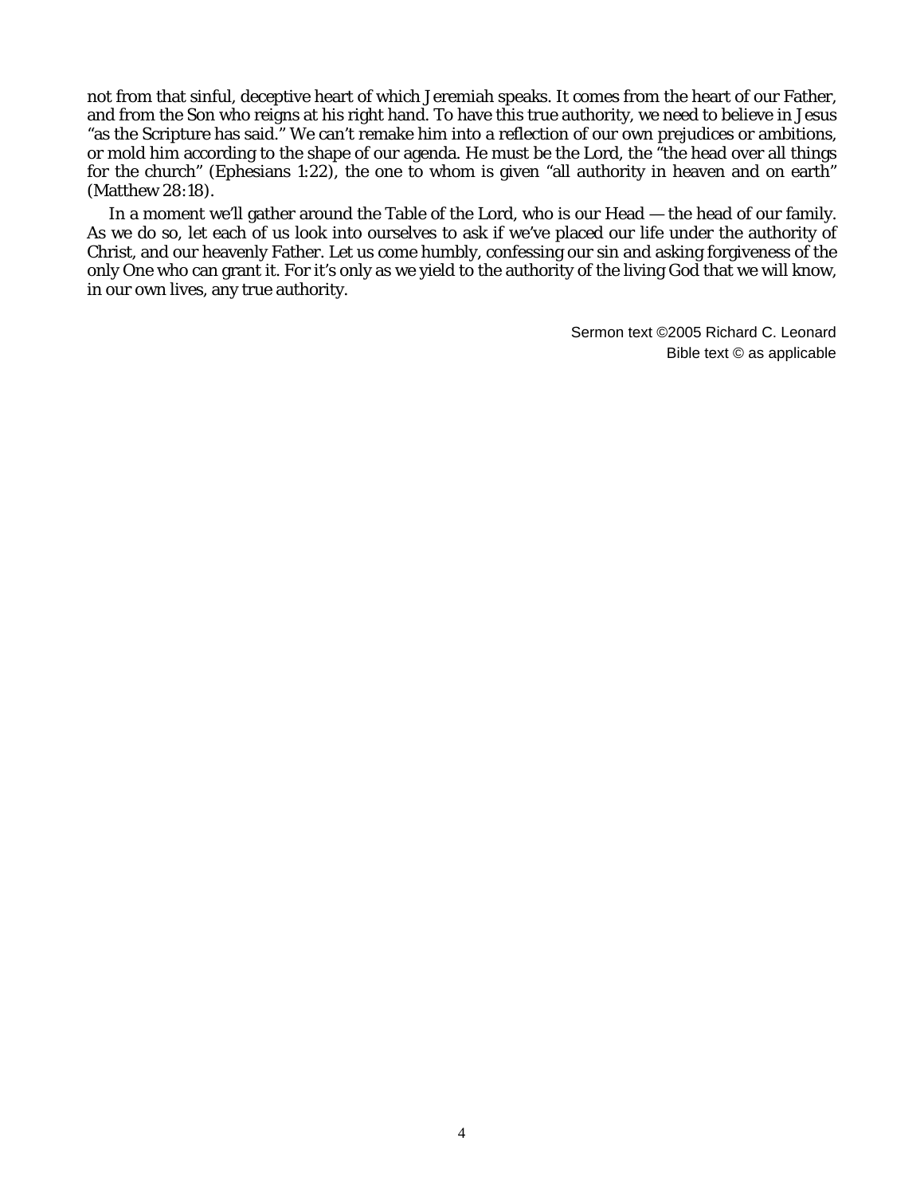not from that sinful, deceptive heart of which Jeremiah speaks. It comes from the heart of our Father, and from the Son who reigns at his right hand. To have this true authority, we need to believe in Jesus "as the Scripture has said." We can't remake him into a reflection of our own prejudices or ambitions, or mold him according to the shape of our agenda. He must be the Lord, the "the head over all things for the church" (Ephesians 1:22), the one to whom is given "all authority in heaven and on earth" (Matthew 28:18).

In a moment we'll gather around the Table of the Lord, who is our Head — the head of our family. As we do so, let each of us look into ourselves to ask if we've placed our life under the authority of Christ, and our heavenly Father. Let us come humbly, confessing our sin and asking forgiveness of the only One who can grant it. For it's only as we yield to the authority of the living God that we will know, in our own lives, any true authority.

Sermon text ©2005 Richard C. Leonard
Bible text © as applicable